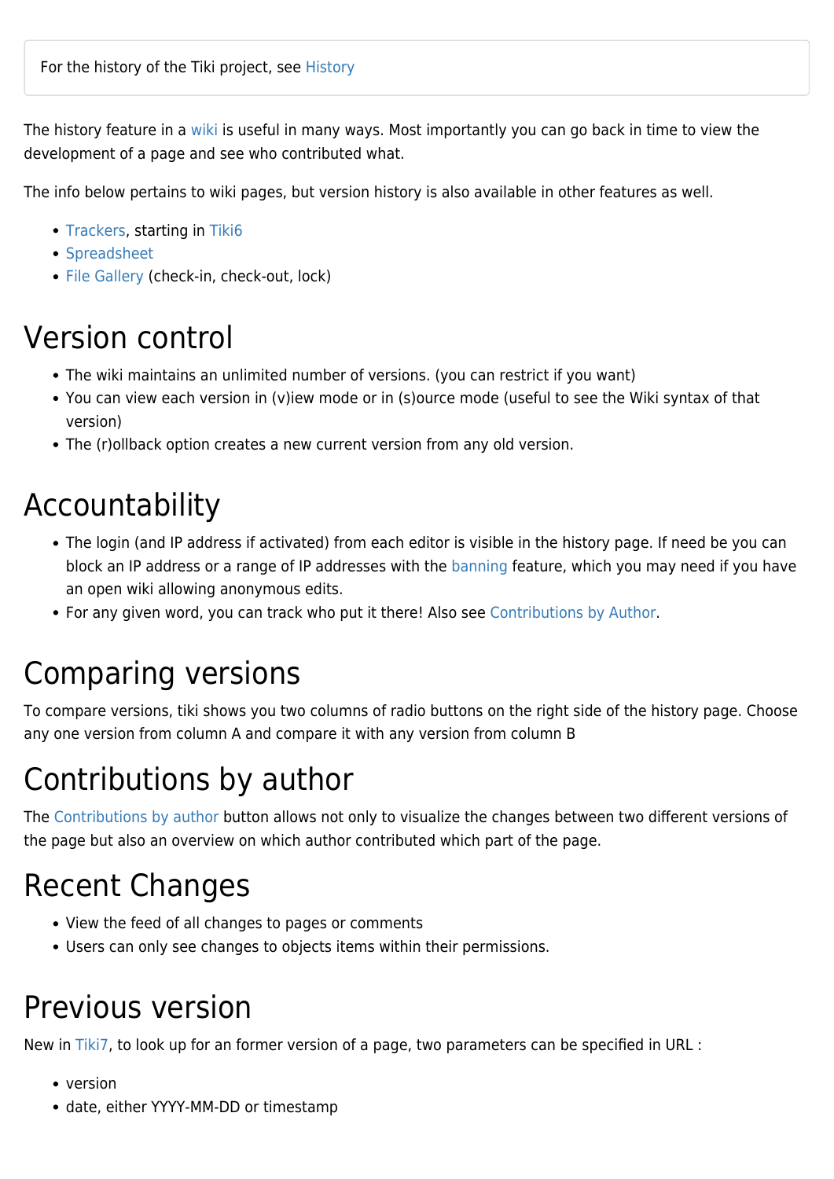For the history of the Tiki project, see History

The history feature in a wiki is useful in many ways. Most importantly you can go back in time to view the development of a page and see who contributed what.

The info below pertains to wiki pages, but version history is also available in other features as well.

- Trackers, starting in Tiki6
- Spreadsheet
- File Gallery (check-in, check-out, lock)

# Version control

- The wiki maintains an unlimited number of versions. (you can restrict if you want)
- You can view each version in (v)iew mode or in (s)ource mode (useful to see the Wiki syntax of that version)
- The (r)ollback option creates a new current version from any old version.

# Accountability

- The login (and IP address if activated) from each editor is visible in the history page. If need be you can block an IP address or a range of IP addresses with the banning feature, which you may need if you have an open wiki allowing anonymous edits.
- For any given word, you can track who put it there! Also see Contributions by Author.

# Comparing versions

To compare versions, tiki shows you two columns of radio buttons on the right side of the history page. Choose any one version from column A and compare it with any version from column B

# Contributions by author

The Contributions by author button allows not only to visualize the changes between two different versions of the page but also an overview on which author contributed which part of the page.

# Recent Changes

- View the feed of all changes to pages or comments
- Users can only see changes to objects items within their permissions.

# Previous version

New in Tiki7, to look up for an former version of a page, two parameters can be specified in URL :

- version
- date, either YYYY-MM-DD or timestamp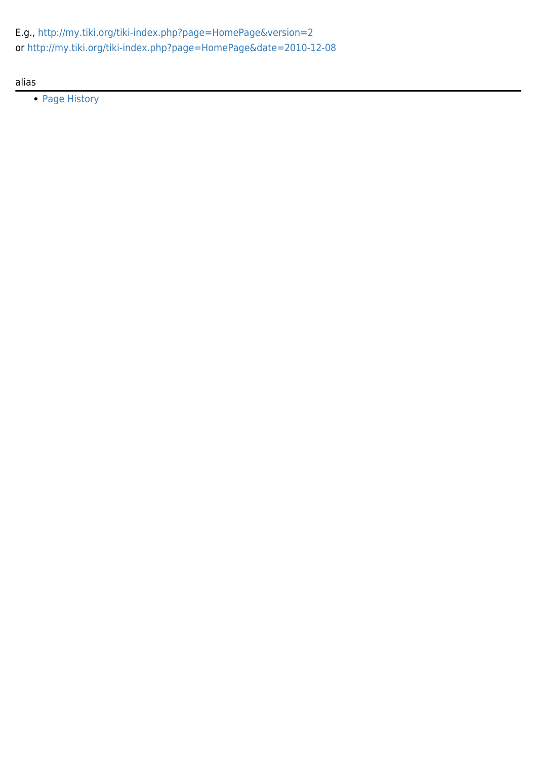E.g., http://my.tiki.org/tiki-index.php?page=HomePage&version=2
or http://my.tiki.org/tiki-index.php?page=HomePage&date=2010-12-08

## alias

- Page History